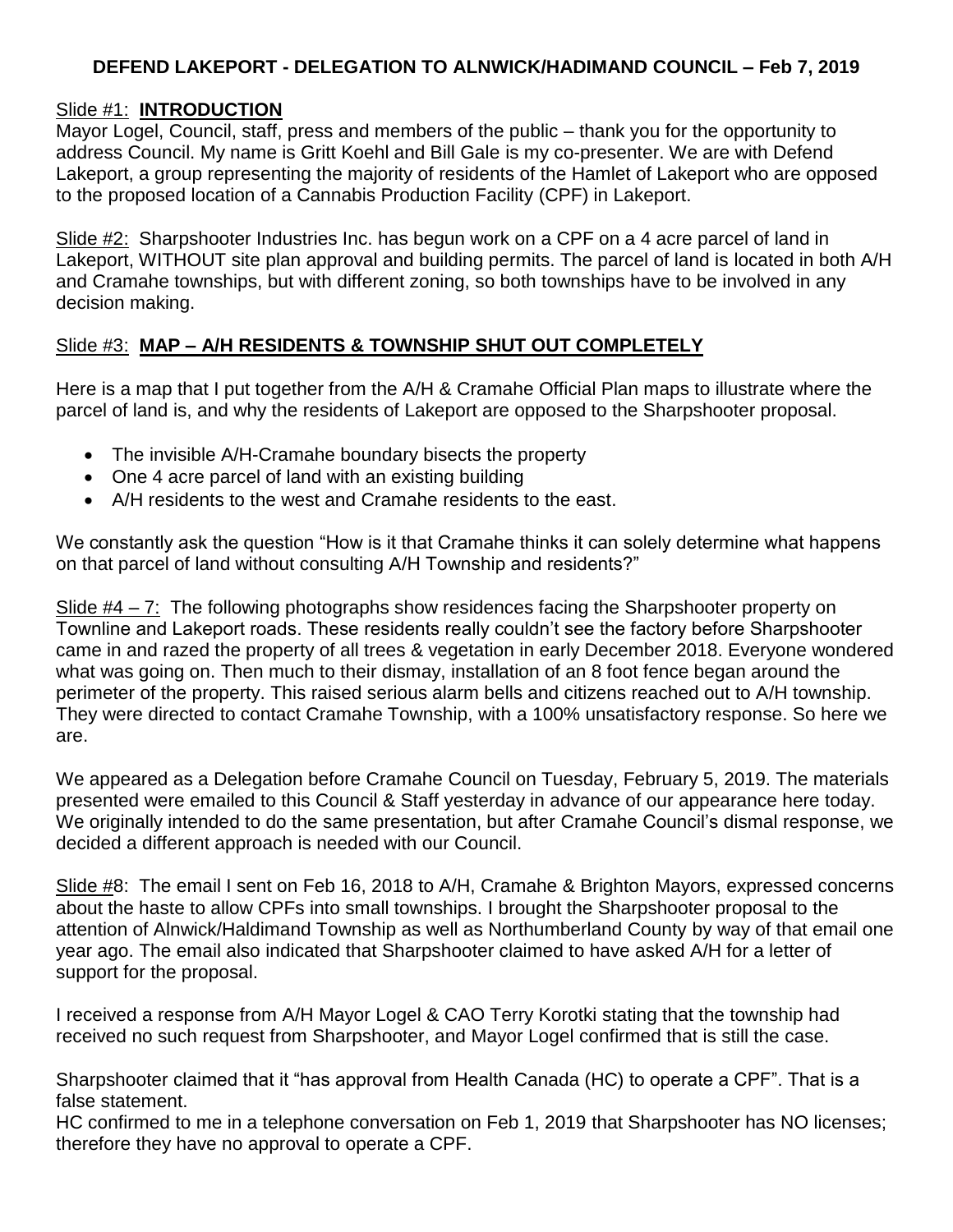# DEFEND LAKEPORT - DELEGATION TO ALNWICK/HADIMAND COUNCIL – Feb 7, 2019

Slide #1: **INTRODUCTION**

Mayor Logel, Council, staff, press and members of the public – thank you for the opportunity to address Council. My name is Gritt Koehl and Bill Gale is my co-presenter. We are with Defend Lakeport, a group representing the majority of residents of the Hamlet of Lakeport who are opposed to the proposed location of a Cannabis Production Facility (CPF) in Lakeport.

Slide #2: Sharpshooter Industries Inc. has begun work on a CPF on a 4 acre parcel of land in Lakeport, WITHOUT site plan approval and building permits. The parcel of land is located in both A/H and Cramahe townships, but with different zoning, so both townships have to be involved in any decision making.

Slide #3: **MAP – A/H RESIDENTS & TOWNSHIP SHUT OUT COMPLETELY**

Here is a map that I put together from the A/H & Cramahe Official Plan maps to illustrate where the parcel of land is, and why the residents of Lakeport are opposed to the Sharpshooter proposal.

- The invisible A/H-Cramahe boundary bisects the property
- One 4 acre parcel of land with an existing building
- A/H residents to the west and Cramahe residents to the east.

We constantly ask the question "How is it that Cramahe thinks it can solely determine what happens on that parcel of land without consulting A/H Township and residents?"

Slide #4 – 7: The following photographs show residences facing the Sharpshooter property on Townline and Lakeport roads. These residents really couldn't see the factory before Sharpshooter came in and razed the property of all trees & vegetation in early December 2018. Everyone wondered what was going on. Then much to their dismay, installation of an 8 foot fence began around the perimeter of the property. This raised serious alarm bells and citizens reached out to A/H township. They were directed to contact Cramahe Township, with a 100% unsatisfactory response. So here we are.

We appeared as a Delegation before Cramahe Council on Tuesday, February 5, 2019. The materials presented were emailed to this Council & Staff yesterday in advance of our appearance here today. We originally intended to do the same presentation, but after Cramahe Council's dismal response, we decided a different approach is needed with our Council.

Slide #8: The email I sent on Feb 16, 2018 to A/H, Cramahe & Brighton Mayors, expressed concerns about the haste to allow CPFs into small townships. I brought the Sharpshooter proposal to the attention of Alnwick/Haldimand Township as well as Northumberland County by way of that email one year ago. The email also indicated that Sharpshooter claimed to have asked A/H for a letter of support for the proposal.

I received a response from A/H Mayor Logel & CAO Terry Korotki stating that the township had received no such request from Sharpshooter, and Mayor Logel confirmed that is still the case.

Sharpshooter claimed that it "has approval from Health Canada (HC) to operate a CPF". That is a false statement.
HC confirmed to me in a telephone conversation on Feb 1, 2019 that Sharpshooter has NO licenses; therefore they have no approval to operate a CPF.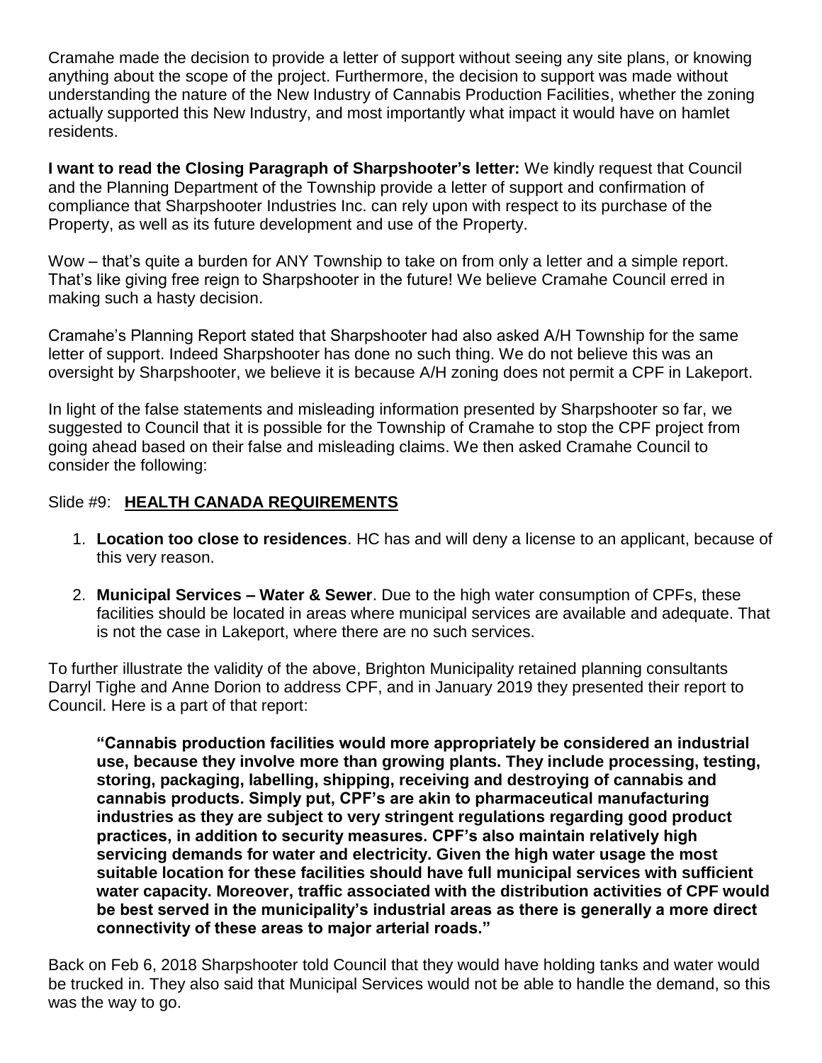Cramahe made the decision to provide a letter of support without seeing any site plans, or knowing anything about the scope of the project. Furthermore, the decision to support was made without understanding the nature of the New Industry of Cannabis Production Facilities, whether the zoning actually supported this New Industry, and most importantly what impact it would have on hamlet residents.

**I want to read the Closing Paragraph of Sharpshooter's letter:** We kindly request that Council and the Planning Department of the Township provide a letter of support and confirmation of compliance that Sharpshooter Industries Inc. can rely upon with respect to its purchase of the Property, as well as its future development and use of the Property.

Wow – that's quite a burden for ANY Township to take on from only a letter and a simple report. That's like giving free reign to Sharpshooter in the future! We believe Cramahe Council erred in making such a hasty decision.

Cramahe's Planning Report stated that Sharpshooter had also asked A/H Township for the same letter of support. Indeed Sharpshooter has done no such thing. We do not believe this was an oversight by Sharpshooter, we believe it is because A/H zoning does not permit a CPF in Lakeport.

In light of the false statements and misleading information presented by Sharpshooter so far, we suggested to Council that it is possible for the Township of Cramahe to stop the CPF project from going ahead based on their false and misleading claims. We then asked Cramahe Council to consider the following:

Slide #9: **HEALTH CANADA REQUIREMENTS**

1. **Location too close to residences**. HC has and will deny a license to an applicant, because of this very reason.
2. **Municipal Services – Water & Sewer**. Due to the high water consumption of CPFs, these facilities should be located in areas where municipal services are available and adequate. That is not the case in Lakeport, where there are no such services.

To further illustrate the validity of the above, Brighton Municipality retained planning consultants Darryl Tighe and Anne Dorion to address CPF, and in January 2019 they presented their report to Council. Here is a part of that report:

> **"Cannabis production facilities would more appropriately be considered an industrial use, because they involve more than growing plants. They include processing, testing, storing, packaging, labelling, shipping, receiving and destroying of cannabis and cannabis products. Simply put, CPF's are akin to pharmaceutical manufacturing industries as they are subject to very stringent regulations regarding good product practices, in addition to security measures. CPF's also maintain relatively high servicing demands for water and electricity. Given the high water usage the most suitable location for these facilities should have full municipal services with sufficient water capacity. Moreover, traffic associated with the distribution activities of CPF would be best served in the municipality's industrial areas as there is generally a more direct connectivity of these areas to major arterial roads."**

Back on Feb 6, 2018 Sharpshooter told Council that they would have holding tanks and water would be trucked in. They also said that Municipal Services would not be able to handle the demand, so this was the way to go.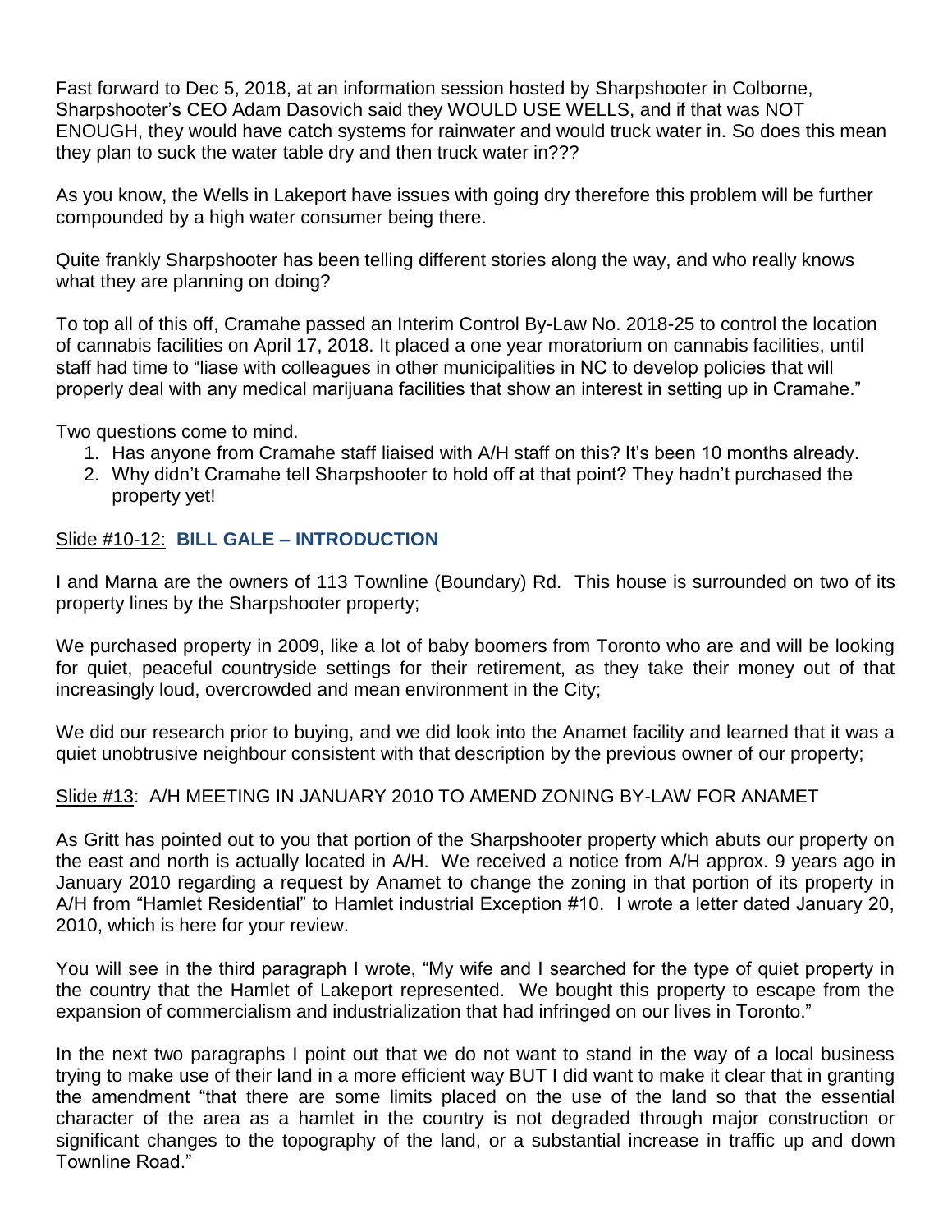Fast forward to Dec 5, 2018, at an information session hosted by Sharpshooter in Colborne, Sharpshooter's CEO Adam Dasovich said they WOULD USE WELLS, and if that was NOT ENOUGH, they would have catch systems for rainwater and would truck water in. So does this mean they plan to suck the water table dry and then truck water in???

As you know, the Wells in Lakeport have issues with going dry therefore this problem will be further compounded by a high water consumer being there.

Quite frankly Sharpshooter has been telling different stories along the way, and who really knows what they are planning on doing?

To top all of this off, Cramahe passed an Interim Control By-Law No. 2018-25 to control the location of cannabis facilities on April 17, 2018. It placed a one year moratorium on cannabis facilities, until staff had time to "liase with colleagues in other municipalities in NC to develop policies that will properly deal with any medical marijuana facilities that show an interest in setting up in Cramahe."

Two questions come to mind.

1. Has anyone from Cramahe staff liaised with A/H staff on this? It's been 10 months already.
2. Why didn't Cramahe tell Sharpshooter to hold off at that point? They hadn't purchased the property yet!

<u>Slide #10-12:</u> **BILL GALE – INTRODUCTION**

I and Marna are the owners of 113 Townline (Boundary) Rd. This house is surrounded on two of its property lines by the Sharpshooter property;

We purchased property in 2009, like a lot of baby boomers from Toronto who are and will be looking for quiet, peaceful countryside settings for their retirement, as they take their money out of that increasingly loud, overcrowded and mean environment in the City;

We did our research prior to buying, and we did look into the Anamet facility and learned that it was a quiet unobtrusive neighbour consistent with that description by the previous owner of our property;

<u>Slide #13:</u> A/H MEETING IN JANUARY 2010 TO AMEND ZONING BY-LAW FOR ANAMET

As Gritt has pointed out to you that portion of the Sharpshooter property which abuts our property on the east and north is actually located in A/H. We received a notice from A/H approx. 9 years ago in January 2010 regarding a request by Anamet to change the zoning in that portion of its property in A/H from "Hamlet Residential" to Hamlet industrial Exception #10. I wrote a letter dated January 20, 2010, which is here for your review.

You will see in the third paragraph I wrote, "My wife and I searched for the type of quiet property in the country that the Hamlet of Lakeport represented. We bought this property to escape from the expansion of commercialism and industrialization that had infringed on our lives in Toronto."

In the next two paragraphs I point out that we do not want to stand in the way of a local business trying to make use of their land in a more efficient way BUT I did want to make it clear that in granting the amendment "that there are some limits placed on the use of the land so that the essential character of the area as a hamlet in the country is not degraded through major construction or significant changes to the topography of the land, or a substantial increase in traffic up and down Townline Road."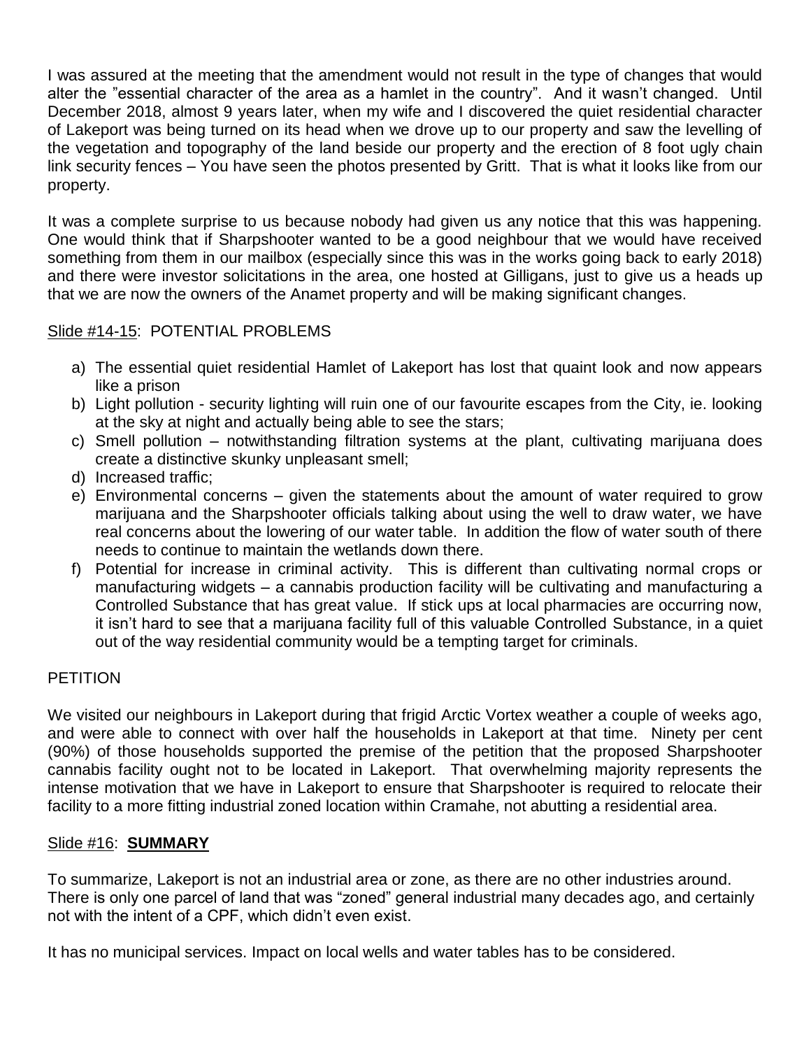I was assured at the meeting that the amendment would not result in the type of changes that would alter the "essential character of the area as a hamlet in the country". And it wasn't changed. Until December 2018, almost 9 years later, when my wife and I discovered the quiet residential character of Lakeport was being turned on its head when we drove up to our property and saw the levelling of the vegetation and topography of the land beside our property and the erection of 8 foot ugly chain link security fences – You have seen the photos presented by Gritt. That is what it looks like from our property.

It was a complete surprise to us because nobody had given us any notice that this was happening. One would think that if Sharpshooter wanted to be a good neighbour that we would have received something from them in our mailbox (especially since this was in the works going back to early 2018) and there were investor solicitations in the area, one hosted at Gilligans, just to give us a heads up that we are now the owners of the Anamet property and will be making significant changes.

<u>Slide #14-15</u>: POTENTIAL PROBLEMS

a) The essential quiet residential Hamlet of Lakeport has lost that quaint look and now appears like a prison
b) Light pollution - security lighting will ruin one of our favourite escapes from the City, ie. looking at the sky at night and actually being able to see the stars;
c) Smell pollution – notwithstanding filtration systems at the plant, cultivating marijuana does create a distinctive skunky unpleasant smell;
d) Increased traffic;
e) Environmental concerns – given the statements about the amount of water required to grow marijuana and the Sharpshooter officials talking about using the well to draw water, we have real concerns about the lowering of our water table. In addition the flow of water south of there needs to continue to maintain the wetlands down there.
f) Potential for increase in criminal activity. This is different than cultivating normal crops or manufacturing widgets – a cannabis production facility will be cultivating and manufacturing a Controlled Substance that has great value. If stick ups at local pharmacies are occurring now, it isn't hard to see that a marijuana facility full of this valuable Controlled Substance, in a quiet out of the way residential community would be a tempting target for criminals.

PETITION

We visited our neighbours in Lakeport during that frigid Arctic Vortex weather a couple of weeks ago, and were able to connect with over half the households in Lakeport at that time. Ninety per cent (90%) of those households supported the premise of the petition that the proposed Sharpshooter cannabis facility ought not to be located in Lakeport. That overwhelming majority represents the intense motivation that we have in Lakeport to ensure that Sharpshooter is required to relocate their facility to a more fitting industrial zoned location within Cramahe, not abutting a residential area.

<u>Slide #16</u>: **<u>SUMMARY</u>**

To summarize, Lakeport is not an industrial area or zone, as there are no other industries around. There is only one parcel of land that was "zoned" general industrial many decades ago, and certainly not with the intent of a CPF, which didn't even exist.

It has no municipal services. Impact on local wells and water tables has to be considered.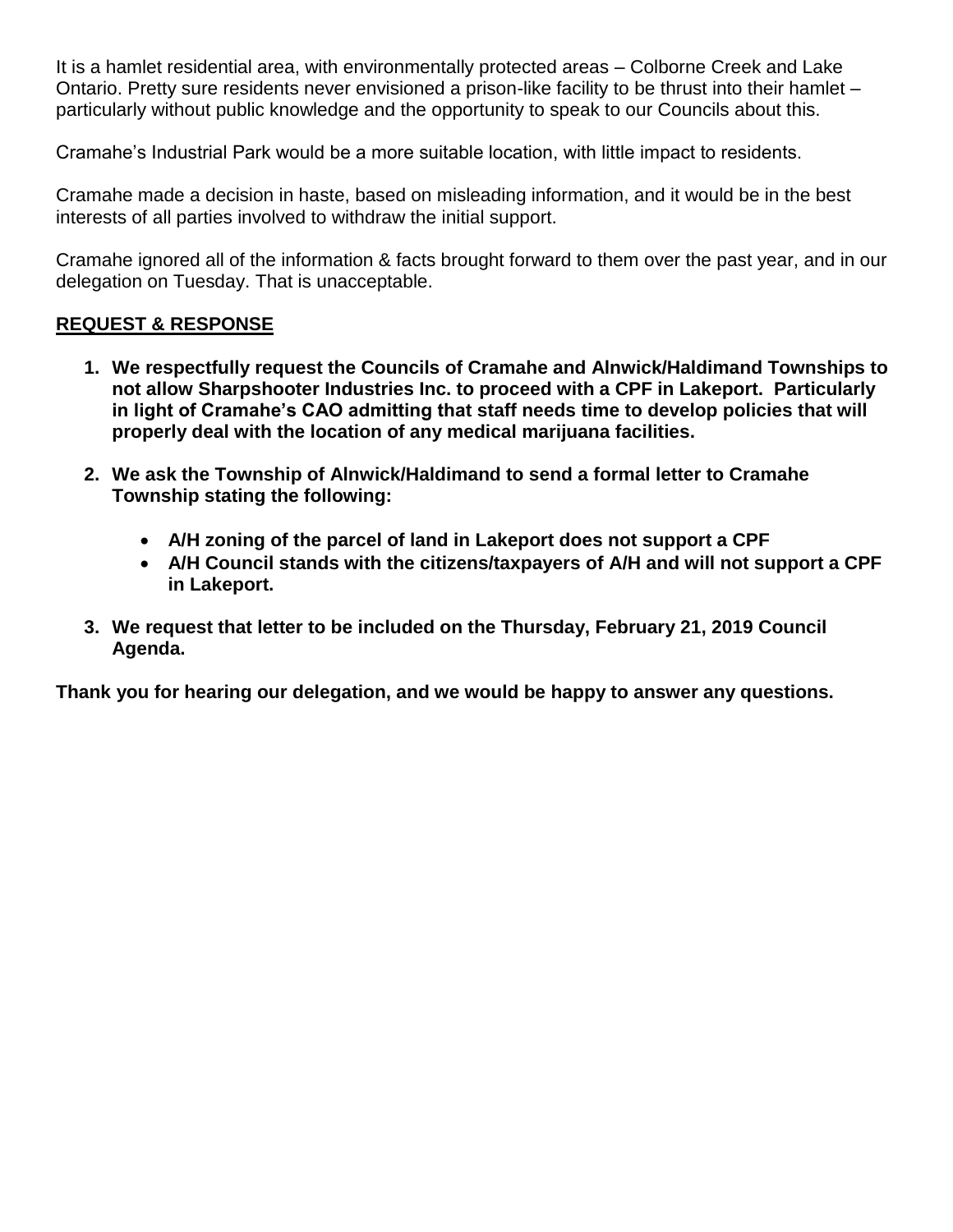It is a hamlet residential area, with environmentally protected areas – Colborne Creek and Lake Ontario. Pretty sure residents never envisioned a prison-like facility to be thrust into their hamlet – particularly without public knowledge and the opportunity to speak to our Councils about this.

Cramahe's Industrial Park would be a more suitable location, with little impact to residents.

Cramahe made a decision in haste, based on misleading information, and it would be in the best interests of all parties involved to withdraw the initial support.

Cramahe ignored all of the information & facts brought forward to them over the past year, and in our delegation on Tuesday. That is unacceptable.

## REQUEST & RESPONSE

1. **We respectfully request the Councils of Cramahe and Alnwick/Haldimand Townships to not allow Sharpshooter Industries Inc. to proceed with a CPF in Lakeport. Particularly in light of Cramahe's CAO admitting that staff needs time to develop policies that will properly deal with the location of any medical marijuana facilities.**

2. **We ask the Township of Alnwick/Haldimand to send a formal letter to Cramahe Township stating the following:**

   - **A/H zoning of the parcel of land in Lakeport does not support a CPF**
   - **A/H Council stands with the citizens/taxpayers of A/H and will not support a CPF in Lakeport.**

3. **We request that letter to be included on the Thursday, February 21, 2019 Council Agenda.**

**Thank you for hearing our delegation, and we would be happy to answer any questions.**